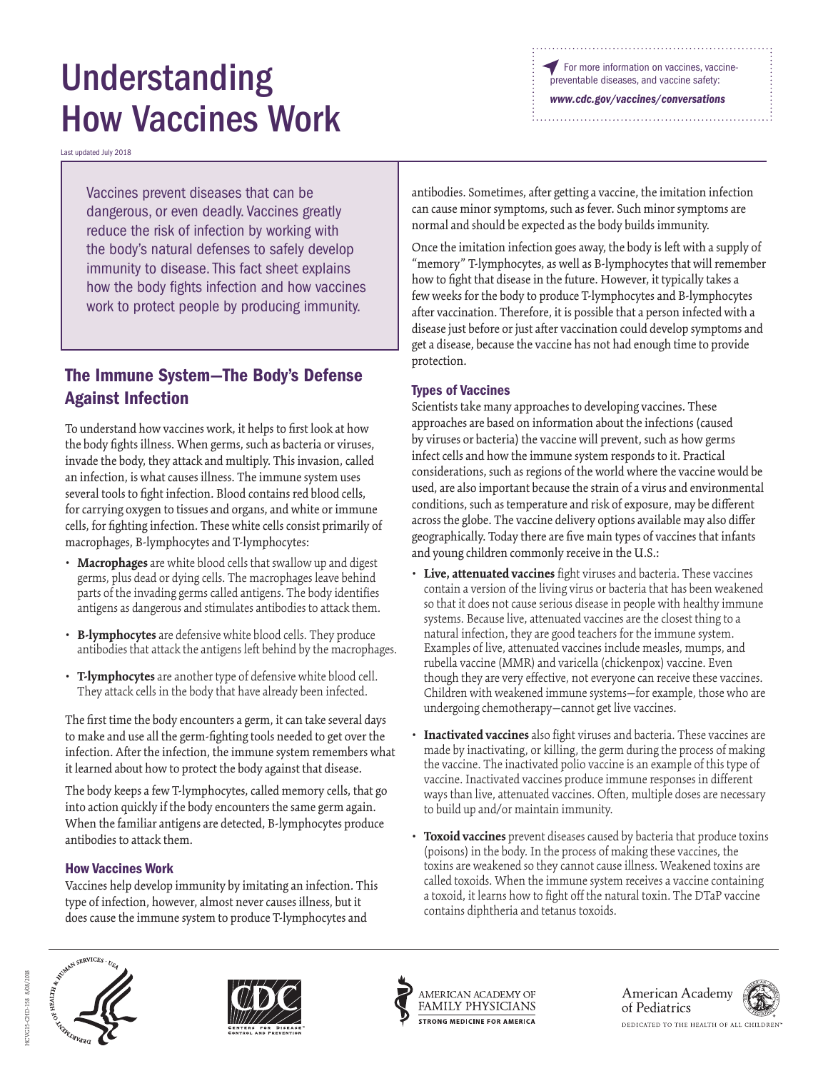# Understanding How Vaccines Work

Last updated July 2018

For more information on vaccines, vaccine-preventable diseases, and vaccine safety:

*www.cdc.gov/vaccines/conversations*

Vaccines prevent diseases that can be dangerous, or even deadly. Vaccines greatly reduce the risk of infection by working with the body's natural defenses to safely develop immunity to disease. This fact sheet explains how the body fights infection and how vaccines work to protect people by producing immunity.

## The Immune System—The Body's Defense Against Infection

To understand how vaccines work, it helps to first look at how the body fights illness. When germs, such as bacteria or viruses, invade the body, they attack and multiply. This invasion, called an infection, is what causes illness. The immune system uses several tools to fight infection. Blood contains red blood cells, for carrying oxygen to tissues and organs, and white or immune cells, for fighting infection. These white cells consist primarily of macrophages, B-lymphocytes and T-lymphocytes:

- **Macrophages** are white blood cells that swallow up and digest germs, plus dead or dying cells. The macrophages leave behind parts of the invading germs called antigens. The body identifies antigens as dangerous and stimulates antibodies to attack them.
- **B-lymphocytes** are defensive white blood cells. They produce antibodies that attack the antigens left behind by the macrophages.
- **T-lymphocytes** are another type of defensive white blood cell. They attack cells in the body that have already been infected.

The first time the body encounters a germ, it can take several days to make and use all the germ-fighting tools needed to get over the infection. After the infection, the immune system remembers what it learned about how to protect the body against that disease.

The body keeps a few T-lymphocytes, called memory cells, that go into action quickly if the body encounters the same germ again. When the familiar antigens are detected, B-lymphocytes produce antibodies to attack them.

### How Vaccines Work

Vaccines help develop immunity by imitating an infection. This type of infection, however, almost never causes illness, but it does cause the immune system to produce T-lymphocytes and antibodies. Sometimes, after getting a vaccine, the imitation infection can cause minor symptoms, such as fever. Such minor symptoms are normal and should be expected as the body builds immunity.

Once the imitation infection goes away, the body is left with a supply of "memory" T-lymphocytes, as well as B-lymphocytes that will remember how to fight that disease in the future. However, it typically takes a few weeks for the body to produce T-lymphocytes and B-lymphocytes after vaccination. Therefore, it is possible that a person infected with a disease just before or just after vaccination could develop symptoms and get a disease, because the vaccine has not had enough time to provide protection.

### Types of Vaccines

Scientists take many approaches to developing vaccines. These approaches are based on information about the infections (caused by viruses or bacteria) the vaccine will prevent, such as how germs infect cells and how the immune system responds to it. Practical considerations, such as regions of the world where the vaccine would be used, are also important because the strain of a virus and environmental conditions, such as temperature and risk of exposure, may be different across the globe. The vaccine delivery options available may also differ geographically. Today there are five main types of vaccines that infants and young children commonly receive in the U.S.:

- **Live, attenuated vaccines** fight viruses and bacteria. These vaccines contain a version of the living virus or bacteria that has been weakened so that it does not cause serious disease in people with healthy immune systems. Because live, attenuated vaccines are the closest thing to a natural infection, they are good teachers for the immune system. Examples of live, attenuated vaccines include measles, mumps, and rubella vaccine (MMR) and varicella (chickenpox) vaccine. Even though they are very effective, not everyone can receive these vaccines. Children with weakened immune systems—for example, those who are undergoing chemotherapy—cannot get live vaccines.
- **Inactivated vaccines** also fight viruses and bacteria. These vaccines are made by inactivating, or killing, the germ during the process of making the vaccine. The inactivated polio vaccine is an example of this type of vaccine. Inactivated vaccines produce immune responses in different ways than live, attenuated vaccines. Often, multiple doses are necessary to build up and/or maintain immunity.
- **Toxoid vaccines** prevent diseases caused by bacteria that produce toxins (poisons) in the body. In the process of making these vaccines, the toxins are weakened so they cannot cause illness. Weakened toxins are called toxoids. When the immune system receives a vaccine containing a toxoid, it learns how to fight off the natural toxin. The DTaP vaccine contains diphtheria and tetanus toxoids.

HCVG15-CHD-158 8/08/2018

AMERICAN ACADEMY OF FAMILY PHYSICIANS
STRONG MEDICINE FOR AMERICA

American Academy of Pediatrics
DEDICATED TO THE HEALTH OF ALL CHILDREN™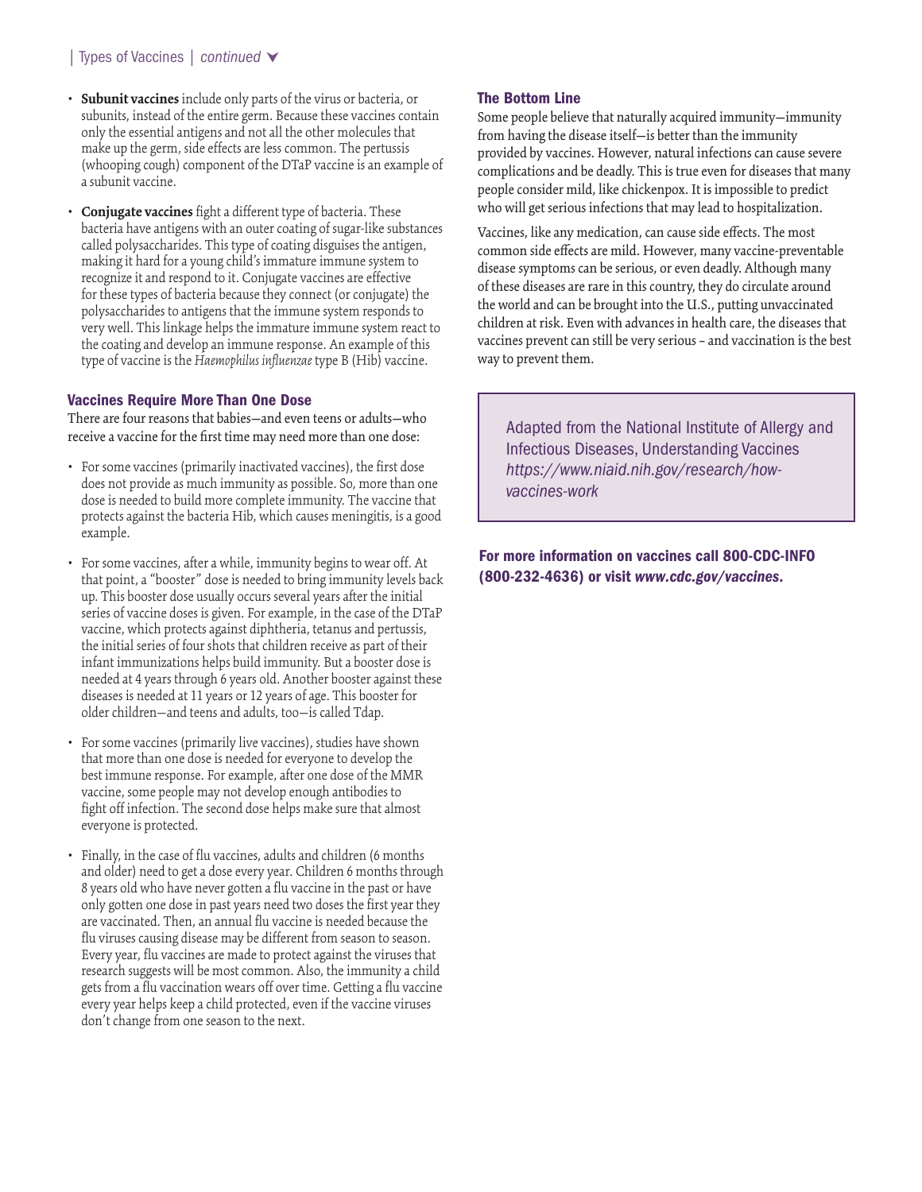| Types of Vaccines | *continued*

- **Subunit vaccines** include only parts of the virus or bacteria, or subunits, instead of the entire germ. Because these vaccines contain only the essential antigens and not all the other molecules that make up the germ, side effects are less common. The pertussis (whooping cough) component of the DTaP vaccine is an example of a subunit vaccine.

- **Conjugate vaccines** fight a different type of bacteria. These bacteria have antigens with an outer coating of sugar-like substances called polysaccharides. This type of coating disguises the antigen, making it hard for a young child's immature immune system to recognize it and respond to it. Conjugate vaccines are effective for these types of bacteria because they connect (or conjugate) the polysaccharides to antigens that the immune system responds to very well. This linkage helps the immature immune system react to the coating and develop an immune response. An example of this type of vaccine is the *Haemophilus influenzae* type B (Hib) vaccine.

## Vaccines Require More Than One Dose

There are four reasons that babies—and even teens or adults—who receive a vaccine for the first time may need more than one dose:

- For some vaccines (primarily inactivated vaccines), the first dose does not provide as much immunity as possible. So, more than one dose is needed to build more complete immunity. The vaccine that protects against the bacteria Hib, which causes meningitis, is a good example.

- For some vaccines, after a while, immunity begins to wear off. At that point, a "booster" dose is needed to bring immunity levels back up. This booster dose usually occurs several years after the initial series of vaccine doses is given. For example, in the case of the DTaP vaccine, which protects against diphtheria, tetanus and pertussis, the initial series of four shots that children receive as part of their infant immunizations helps build immunity. But a booster dose is needed at 4 years through 6 years old. Another booster against these diseases is needed at 11 years or 12 years of age. This booster for older children—and teens and adults, too—is called Tdap.

- For some vaccines (primarily live vaccines), studies have shown that more than one dose is needed for everyone to develop the best immune response. For example, after one dose of the MMR vaccine, some people may not develop enough antibodies to fight off infection. The second dose helps make sure that almost everyone is protected.

- Finally, in the case of flu vaccines, adults and children (6 months and older) need to get a dose every year. Children 6 months through 8 years old who have never gotten a flu vaccine in the past or have only gotten one dose in past years need two doses the first year they are vaccinated. Then, an annual flu vaccine is needed because the flu viruses causing disease may be different from season to season. Every year, flu vaccines are made to protect against the viruses that research suggests will be most common. Also, the immunity a child gets from a flu vaccination wears off over time. Getting a flu vaccine every year helps keep a child protected, even if the vaccine viruses don't change from one season to the next.

## The Bottom Line

Some people believe that naturally acquired immunity—immunity from having the disease itself—is better than the immunity provided by vaccines. However, natural infections can cause severe complications and be deadly. This is true even for diseases that many people consider mild, like chickenpox. It is impossible to predict who will get serious infections that may lead to hospitalization.

Vaccines, like any medication, can cause side effects. The most common side effects are mild. However, many vaccine-preventable disease symptoms can be serious, or even deadly. Although many of these diseases are rare in this country, they do circulate around the world and can be brought into the U.S., putting unvaccinated children at risk. Even with advances in health care, the diseases that vaccines prevent can still be very serious – and vaccination is the best way to prevent them.

Adapted from the National Institute of Allergy and Infectious Diseases, Understanding Vaccines *https://www.niaid.nih.gov/research/how-vaccines-work*

**For more information on vaccines call 800-CDC-INFO (800-232-4636) or visit *www.cdc.gov/vaccines*.**